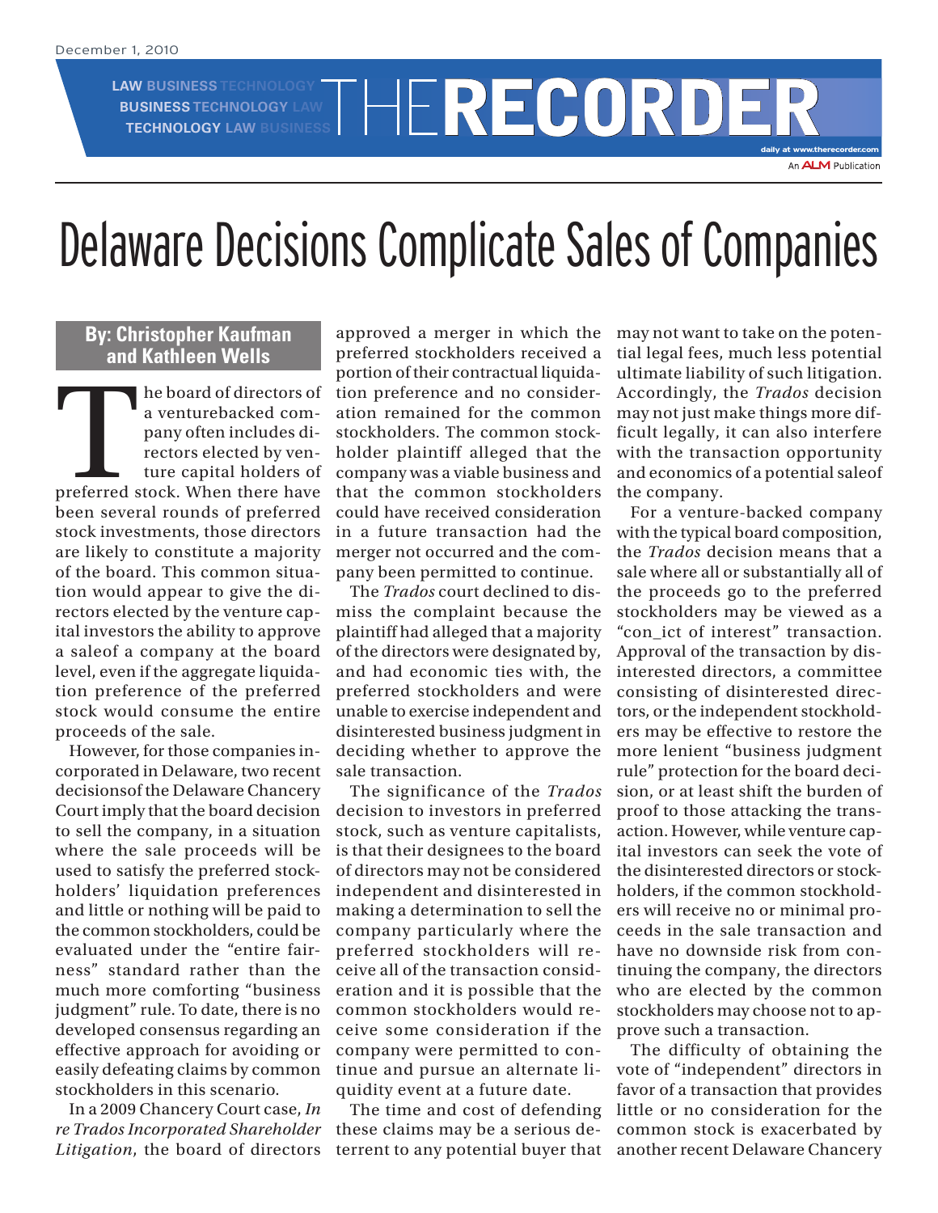December 1, 2010

# Delaware Decisions Complicate Sales of Companies

**By: Christopher Kaufman and Kathleen Wells**

The board of directors of a venturebacked company often includes directors elected by venture capital holders of preferred stock. When there have been several rounds of preferred stock investments, those directors are likely to constitute a majority of the board. This common situation would appear to give the directors elected by the venture capital investors the ability to approve a saleof a company at the board level, even if the aggregate liquidation preference of the preferred stock would consume the entire proceeds of the sale.

However, for those companies incorporated in Delaware, two recent decisionsof the Delaware Chancery Court imply that the board decision to sell the company, in a situation where the sale proceeds will be used to satisfy the preferred stockholders' liquidation preferences and little or nothing will be paid to the common stockholders, could be evaluated under the "entire fairness" standard rather than the much more comforting "business judgment" rule. To date, there is no developed consensus regarding an effective approach for avoiding or easily defeating claims by common stockholders in this scenario.

In a 2009 Chancery Court case, *In re Trados Incorporated Shareholder Litigation*, the board of directors approved a merger in which the preferred stockholders received a portion of their contractual liquidation preference and no consideration remained for the common stockholders. The common stockholder plaintiff alleged that the company was a viable business and that the common stockholders could have received consideration in a future transaction had the merger not occurred and the company been permitted to continue.

The *Trados* court declined to dismiss the complaint because the plaintiff had alleged that a majority of the directors were designated by, and had economic ties with, the preferred stockholders and were unable to exercise independent and disinterested business judgment in deciding whether to approve the sale transaction.

The significance of the *Trados* decision to investors in preferred stock, such as venture capitalists, is that their designees to the board of directors may not be considered independent and disinterested in making a determination to sell the company particularly where the preferred stockholders will receive all of the transaction consideration and it is possible that the common stockholders would receive some consideration if the company were permitted to continue and pursue an alternate liquidity event at a future date.

The time and cost of defending these claims may be a serious deterrent to any potential buyer that may not want to take on the potential legal fees, much less potential ultimate liability of such litigation. Accordingly, the *Trados* decision may not just make things more difficult legally, it can also interfere with the transaction opportunity and economics of a potential saleof the company.

For a venture-backed company with the typical board composition, the *Trados* decision means that a sale where all or substantially all of the proceeds go to the preferred stockholders may be viewed as a "con_ict of interest" transaction. Approval of the transaction by disinterested directors, a committee consisting of disinterested directors, or the independent stockholders may be effective to restore the more lenient "business judgment rule" protection for the board decision, or at least shift the burden of proof to those attacking the transaction. However, while venture capital investors can seek the vote of the disinterested directors or stockholders, if the common stockholders will receive no or minimal proceeds in the sale transaction and have no downside risk from continuing the company, the directors who are elected by the common stockholders may choose not to approve such a transaction.

The difficulty of obtaining the vote of "independent" directors in favor of a transaction that provides little or no consideration for the common stock is exacerbated by another recent Delaware Chancery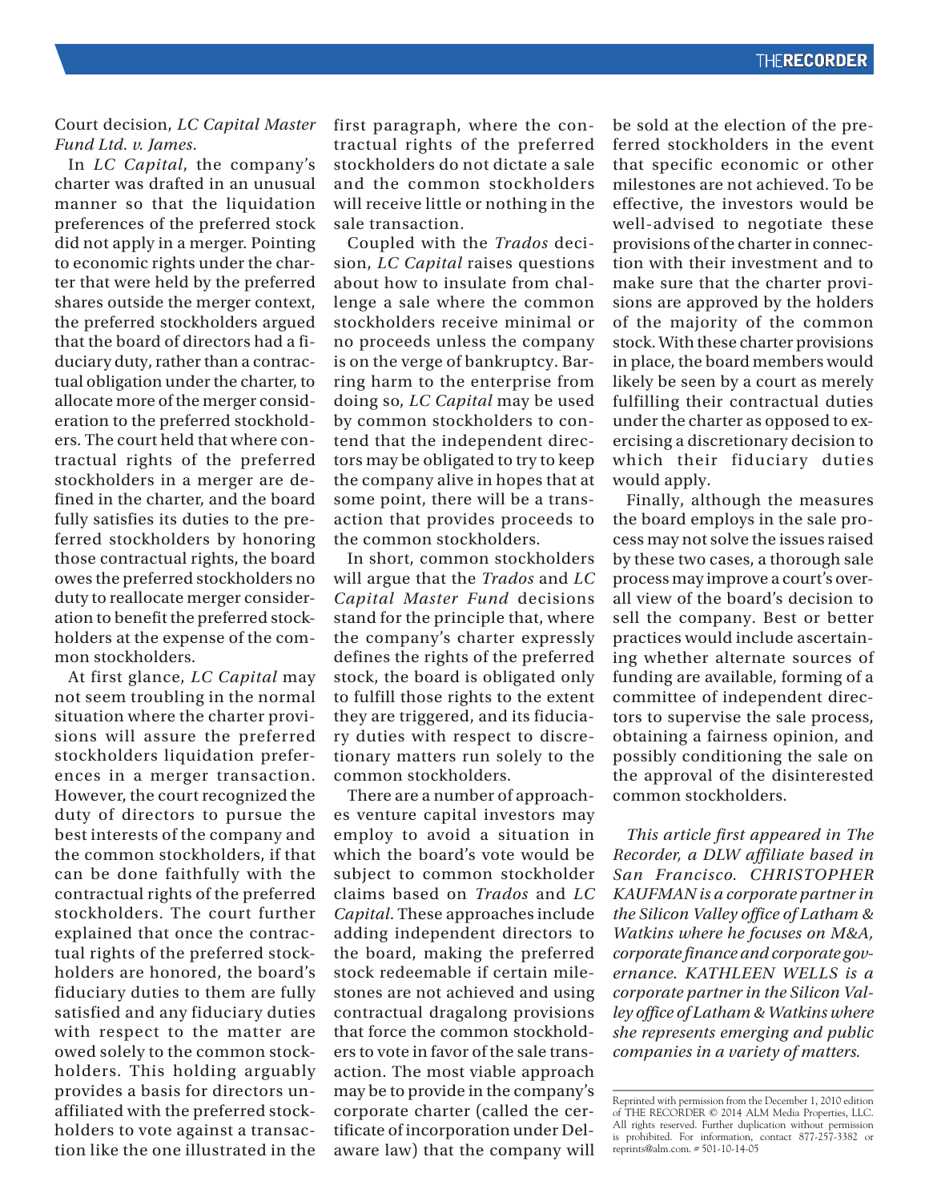Court decision, *LC Capital Master Fund Ltd. v. James*.

In *LC Capital*, the company's charter was drafted in an unusual manner so that the liquidation preferences of the preferred stock did not apply in a merger. Pointing to economic rights under the charter that were held by the preferred shares outside the merger context, the preferred stockholders argued that the board of directors had a fiduciary duty, rather than a contractual obligation under the charter, to allocate more of the merger consideration to the preferred stockholders. The court held that where contractual rights of the preferred stockholders in a merger are defined in the charter, and the board fully satisfies its duties to the preferred stockholders by honoring those contractual rights, the board owes the preferred stockholders no duty to reallocate merger consideration to benefit the preferred stockholders at the expense of the common stockholders.

At first glance, *LC Capital* may not seem troubling in the normal situation where the charter provisions will assure the preferred stockholders liquidation preferences in a merger transaction. However, the court recognized the duty of directors to pursue the best interests of the company and the common stockholders, if that can be done faithfully with the contractual rights of the preferred stockholders. The court further explained that once the contractual rights of the preferred stockholders are honored, the board's fiduciary duties to them are fully satisfied and any fiduciary duties with respect to the matter are owed solely to the common stockholders. This holding arguably provides a basis for directors unaffiliated with the preferred stockholders to vote against a transaction like the one illustrated in the first paragraph, where the contractual rights of the preferred stockholders do not dictate a sale and the common stockholders will receive little or nothing in the sale transaction.

Coupled with the *Trados* decision, *LC Capital* raises questions about how to insulate from challenge a sale where the common stockholders receive minimal or no proceeds unless the company is on the verge of bankruptcy. Barring harm to the enterprise from doing so, *LC Capital* may be used by common stockholders to contend that the independent directors may be obligated to try to keep the company alive in hopes that at some point, there will be a transaction that provides proceeds to the common stockholders.

In short, common stockholders will argue that the *Trados* and *LC Capital Master Fund* decisions stand for the principle that, where the company's charter expressly defines the rights of the preferred stock, the board is obligated only to fulfill those rights to the extent they are triggered, and its fiduciary duties with respect to discretionary matters run solely to the common stockholders.

There are a number of approaches venture capital investors may employ to avoid a situation in which the board's vote would be subject to common stockholder claims based on *Trados* and *LC Capital*. These approaches include adding independent directors to the board, making the preferred stock redeemable if certain milestones are not achieved and using contractual dragalong provisions that force the common stockholders to vote in favor of the sale transaction. The most viable approach may be to provide in the company's corporate charter (called the certificate of incorporation under Delaware law) that the company will be sold at the election of the preferred stockholders in the event that specific economic or other milestones are not achieved. To be effective, the investors would be well-advised to negotiate these provisions of the charter in connection with their investment and to make sure that the charter provisions are approved by the holders of the majority of the common stock. With these charter provisions in place, the board members would likely be seen by a court as merely fulfilling their contractual duties under the charter as opposed to exercising a discretionary decision to which their fiduciary duties would apply.

Finally, although the measures the board employs in the sale process may not solve the issues raised by these two cases, a thorough sale process may improve a court's overall view of the board's decision to sell the company. Best or better practices would include ascertaining whether alternate sources of funding are available, forming of a committee of independent directors to supervise the sale process, obtaining a fairness opinion, and possibly conditioning the sale on the approval of the disinterested common stockholders.

*This article first appeared in The Recorder, a DLW affiliate based in San Francisco. CHRISTOPHER KAUFMAN is a corporate partner in the Silicon Valley office of Latham & Watkins where he focuses on M&A, corporate finance and corporate governance. KATHLEEN WELLS is a corporate partner in the Silicon Valley office of Latham & Watkins where she represents emerging and public companies in a variety of matters.*

Reprinted with permission from the December 1, 2010 edition of THE RECORDER © 2014 ALM Media Properties, LLC. All rights reserved. Further duplication without permission is prohibited. For information, contact 877-257-3382 or reprints@alm.com. # 501-10-14-05